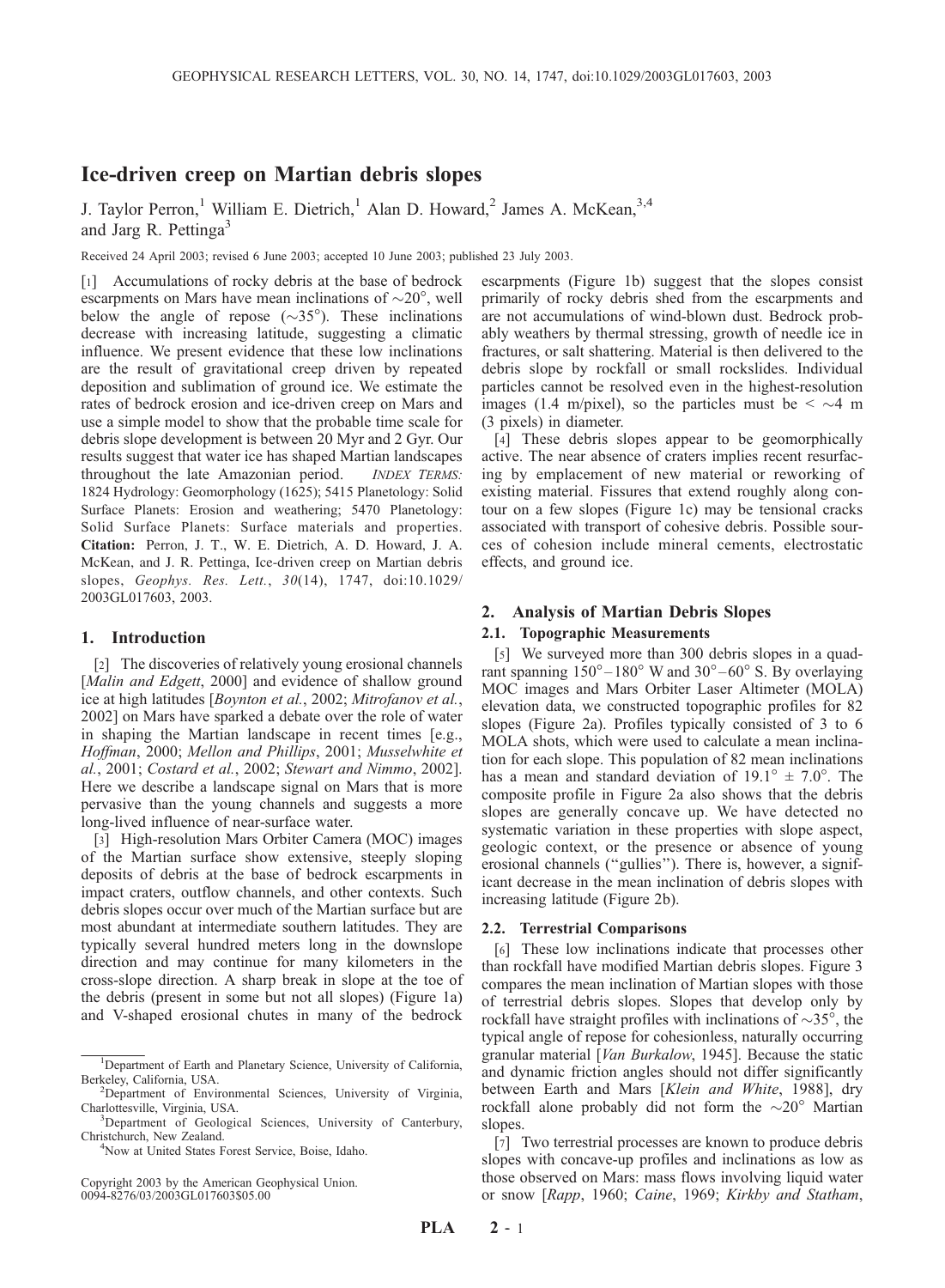# Ice-driven creep on Martian debris slopes

J. Taylor Perron,[1] William E. Dietrich,[1] Alan D. Howard,[2] James A. McKean,[3,4] and Jarg R. Pettinga[3]

Received 24 April 2003; revised 6 June 2003; accepted 10 June 2003; published 23 July 2003.

[1] Accumulations of rocky debris at the base of bedrock escarpments on Mars have mean inclinations of ~20°, well below the angle of repose (~35°). These inclinations decrease with increasing latitude, suggesting a climatic influence. We present evidence that these low inclinations are the result of gravitational creep driven by repeated deposition and sublimation of ground ice. We estimate the rates of bedrock erosion and ice-driven creep on Mars and use a simple model to show that the probable time scale for debris slope development is between 20 Myr and 2 Gyr. Our results suggest that water ice has shaped Martian landscapes throughout the late Amazonian period. *INDEX TERMS:* 1824 Hydrology: Geomorphology (1625); 5415 Planetology: Solid Surface Planets: Erosion and weathering; 5470 Planetology: Solid Surface Planets: Surface materials and properties. **Citation:** Perron, J. T., W. E. Dietrich, A. D. Howard, J. A. McKean, and J. R. Pettinga, Ice-driven creep on Martian debris slopes, *Geophys. Res. Lett.*, *30*(14), 1747, doi:10.1029/2003GL017603, 2003.

## 1. Introduction

[2] The discoveries of relatively young erosional channels [*Malin and Edgett*, 2000] and evidence of shallow ground ice at high latitudes [*Boynton et al.*, 2002; *Mitrofanov et al.*, 2002] on Mars have sparked a debate over the role of water in shaping the Martian landscape in recent times [e.g., *Hoffman*, 2000; *Mellon and Phillips*, 2001; *Musselwhite et al.*, 2001; *Costard et al.*, 2002; *Stewart and Nimmo*, 2002]. Here we describe a landscape signal on Mars that is more pervasive than the young channels and suggests a more long-lived influence of near-surface water.

[3] High-resolution Mars Orbiter Camera (MOC) images of the Martian surface show extensive, steeply sloping deposits of debris at the base of bedrock escarpments in impact craters, outflow channels, and other contexts. Such debris slopes occur over much of the Martian surface but are most abundant at intermediate southern latitudes. They are typically several hundred meters long in the downslope direction and may continue for many kilometers in the cross-slope direction. A sharp break in slope at the toe of the debris (present in some but not all slopes) (Figure 1a) and V-shaped erosional chutes in many of the bedrock escarpments (Figure 1b) suggest that the slopes consist primarily of rocky debris shed from the escarpments and are not accumulations of wind-blown dust. Bedrock probably weathers by thermal stressing, growth of needle ice in fractures, or salt shattering. Material is then delivered to the debris slope by rockfall or small rockslides. Individual particles cannot be resolved even in the highest-resolution images (1.4 m/pixel), so the particles must be < ~4 m (3 pixels) in diameter.

[4] These debris slopes appear to be geomorphically active. The near absence of craters implies recent resurfacing by emplacement of new material or reworking of existing material. Fissures that extend roughly along contour on a few slopes (Figure 1c) may be tensional cracks associated with transport of cohesive debris. Possible sources of cohesion include mineral cements, electrostatic effects, and ground ice.

## 2. Analysis of Martian Debris Slopes

### 2.1. Topographic Measurements

[5] We surveyed more than 300 debris slopes in a quadrant spanning 150°–180° W and 30°–60° S. By overlaying MOC images and Mars Orbiter Laser Altimeter (MOLA) elevation data, we constructed topographic profiles for 82 slopes (Figure 2a). Profiles typically consisted of 3 to 6 MOLA shots, which were used to calculate a mean inclination for each slope. This population of 82 mean inclinations has a mean and standard deviation of 19.1° ± 7.0°. The composite profile in Figure 2a also shows that the debris slopes are generally concave up. We have detected no systematic variation in these properties with slope aspect, geologic context, or the presence or absence of young erosional channels ("gullies"). There is, however, a significant decrease in the mean inclination of debris slopes with increasing latitude (Figure 2b).

### 2.2. Terrestrial Comparisons

[6] These low inclinations indicate that processes other than rockfall have modified Martian debris slopes. Figure 3 compares the mean inclination of Martian slopes with those of terrestrial debris slopes. Slopes that develop only by rockfall have straight profiles with inclinations of ~35°, the typical angle of repose for cohesionless, naturally occurring granular material [*Van Burkalow*, 1945]. Because the static and dynamic friction angles should not differ significantly between Earth and Mars [*Klein and White*, 1988], dry rockfall alone probably did not form the ~20° Martian slopes.

[7] Two terrestrial processes are known to produce debris slopes with concave-up profiles and inclinations as low as those observed on Mars: mass flows involving liquid water or snow [*Rapp*, 1960; *Caine*, 1969; *Kirkby and Statham*,

---

[1] Department of Earth and Planetary Science, University of California, Berkeley, California, USA.

[2] Department of Environmental Sciences, University of Virginia, Charlottesville, Virginia, USA.

[3] Department of Geological Sciences, University of Canterbury, Christchurch, New Zealand.

[4] Now at United States Forest Service, Boise, Idaho.

Copyright 2003 by the American Geophysical Union.
0094-8276/03/2003GL017603$05.00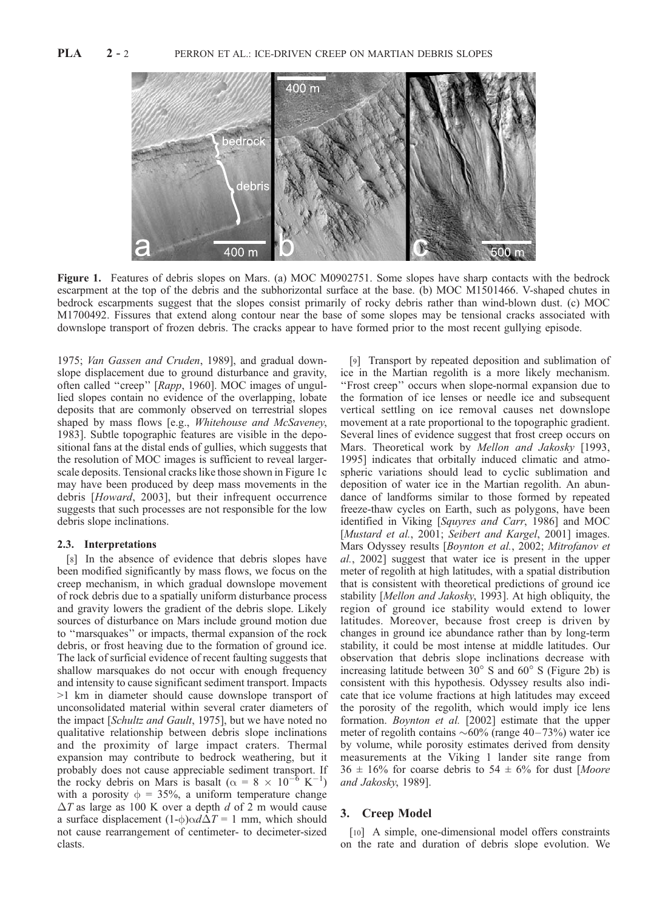**Figure 1.** Features of debris slopes on Mars. (a) MOC M0902751. Some slopes have sharp contacts with the bedrock escarpment at the top of the debris and the subhorizontal surface at the base. (b) MOC M1501466. V-shaped chutes in bedrock escarpments suggest that the slopes consist primarily of rocky debris rather than wind-blown dust. (c) MOC M1700492. Fissures that extend along contour near the base of some slopes may be tensional cracks associated with downslope transport of frozen debris. The cracks appear to have formed prior to the most recent gullying episode.

1975; *Van Gassen and Cruden*, 1989], and gradual downslope displacement due to ground disturbance and gravity, often called "creep" [*Rapp*, 1960]. MOC images of ungullied slopes contain no evidence of the overlapping, lobate deposits that are commonly observed on terrestrial slopes shaped by mass flows [e.g., *Whitehouse and McSaveney*, 1983]. Subtle topographic features are visible in the depositional fans at the distal ends of gullies, which suggests that the resolution of MOC images is sufficient to reveal larger-scale deposits. Tensional cracks like those shown in Figure 1c may have been produced by deep mass movements in the debris [*Howard*, 2003], but their infrequent occurrence suggests that such processes are not responsible for the low debris slope inclinations.

### 2.3. Interpretations

[8] In the absence of evidence that debris slopes have been modified significantly by mass flows, we focus on the creep mechanism, in which gradual downslope movement of rock debris due to a spatially uniform disturbance process and gravity lowers the gradient of the debris slope. Likely sources of disturbance on Mars include ground motion due to "marsquakes" or impacts, thermal expansion of the rock debris, or frost heaving due to the formation of ground ice. The lack of surficial evidence of recent faulting suggests that shallow marsquakes do not occur with enough frequency and intensity to cause significant sediment transport. Impacts >1 km in diameter should cause downslope transport of unconsolidated material within several crater diameters of the impact [*Schultz and Gault*, 1975], but we have noted no qualitative relationship between debris slope inclinations and the proximity of large impact craters. Thermal expansion may contribute to bedrock weathering, but it probably does not cause appreciable sediment transport. If the rocky debris on Mars is basalt ($\alpha = 8 \times 10^{-6}$ K$^{-1}$) with a porosity $\phi = 35\%$, a uniform temperature change $\Delta T$ as large as 100 K over a depth $d$ of 2 m would cause a surface displacement $(1\text{-}\phi)\alpha d\Delta T = 1$ mm, which should not cause rearrangement of centimeter- to decimeter-sized clasts.

[9] Transport by repeated deposition and sublimation of ice in the Martian regolith is a more likely mechanism. "Frost creep" occurs when slope-normal expansion due to the formation of ice lenses or needle ice and subsequent vertical settling on ice removal causes net downslope movement at a rate proportional to the topographic gradient. Several lines of evidence suggest that frost creep occurs on Mars. Theoretical work by *Mellon and Jakosky* [1993, 1995] indicates that orbitally induced climatic and atmospheric variations should lead to cyclic sublimation and deposition of water ice in the Martian regolith. An abundance of landforms similar to those formed by repeated freeze-thaw cycles on Earth, such as polygons, have been identified in Viking [*Squyres and Carr*, 1986] and MOC [*Mustard et al.*, 2001; *Seibert and Kargel*, 2001] images. Mars Odyssey results [*Boynton et al.*, 2002; *Mitrofanov et al.*, 2002] suggest that water ice is present in the upper meter of regolith at high latitudes, with a spatial distribution that is consistent with theoretical predictions of ground ice stability [*Mellon and Jakosky*, 1993]. At high obliquity, the region of ground ice stability would extend to lower latitudes. Moreover, because frost creep is driven by changes in ground ice abundance rather than by long-term stability, it could be most intense at middle latitudes. Our observation that debris slope inclinations decrease with increasing latitude between 30° S and 60° S (Figure 2b) is consistent with this hypothesis. Odyssey results also indicate that ice volume fractions at high latitudes may exceed the porosity of the regolith, which would imply ice lens formation. *Boynton et al.* [2002] estimate that the upper meter of regolith contains ~60% (range 40–73%) water ice by volume, while porosity estimates derived from density measurements at the Viking 1 lander site range from 36 ± 16% for coarse debris to 54 ± 6% for dust [*Moore and Jakosky*, 1989].

## 3. Creep Model

[10] A simple, one-dimensional model offers constraints on the rate and duration of debris slope evolution. We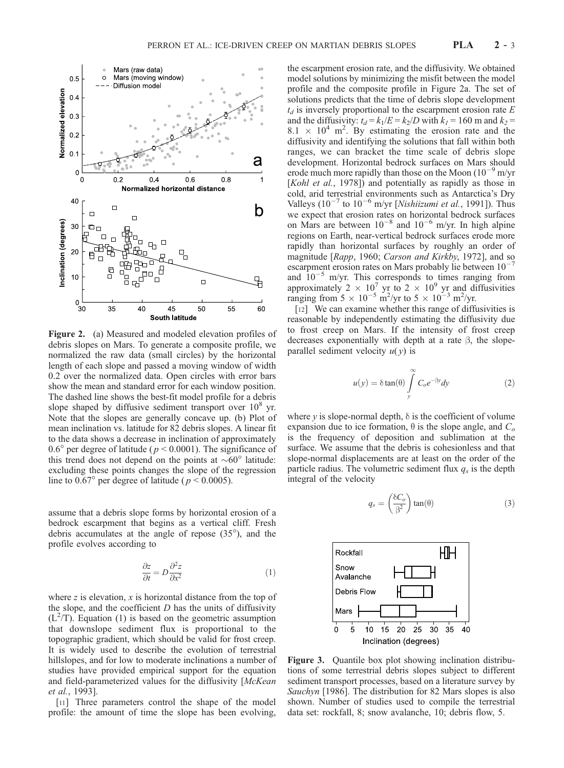**Figure 2.** (a) Measured and modeled elevation profiles of debris slopes on Mars. To generate a composite profile, we normalized the raw data (small circles) by the horizontal length of each slope and passed a moving window of width 0.2 over the normalized data. Open circles with error bars show the mean and standard error for each window position. The dashed line shows the best-fit model profile for a debris slope shaped by diffusive sediment transport over $10^8$ yr. Note that the slopes are generally concave up. (b) Plot of mean inclination vs. latitude for 82 debris slopes. A linear fit to the data shows a decrease in inclination of approximately 0.6° per degree of latitude ($p < 0.0001$). The significance of this trend does not depend on the points at ~60° latitude: excluding these points changes the slope of the regression line to 0.67° per degree of latitude ($p < 0.0005$).

assume that a debris slope forms by horizontal erosion of a bedrock escarpment that begins as a vertical cliff. Fresh debris accumulates at the angle of repose (35°), and the profile evolves according to

$$\frac{\partial z}{\partial t} = D\frac{\partial^2 z}{\partial x^2} \tag{1}$$

where $z$ is elevation, $x$ is horizontal distance from the top of the slope, and the coefficient $D$ has the units of diffusivity ($L^2/T$). Equation (1) is based on the geometric assumption that downslope sediment flux is proportional to the topographic gradient, which should be valid for frost creep. It is widely used to describe the evolution of terrestrial hillslopes, and for low to moderate inclinations a number of studies have provided empirical support for the equation and field-parameterized values for the diffusivity [*McKean et al.*, 1993].

[11] Three parameters control the shape of the model profile: the amount of time the slope has been evolving, the escarpment erosion rate, and the diffusivity. We obtained model solutions by minimizing the misfit between the model profile and the composite profile in Figure 2a. The set of solutions predicts that the time of debris slope development $t_d$ is inversely proportional to the escarpment erosion rate $E$ and the diffusivity: $t_d = k_1/E = k_2/D$ with $k_1 = 160$ m and $k_2 = 8.1 \times 10^4$ m$^2$. By estimating the erosion rate and the diffusivity and identifying the solutions that fall within both ranges, we can bracket the time scale of debris slope development. Horizontal bedrock surfaces on Mars should erode much more rapidly than those on the Moon ($10^{-9}$ m/yr [*Kohl et al.*, 1978]) and potentially as rapidly as those in cold, arid terrestrial environments such as Antarctica's Dry Valleys ($10^{-7}$ to $10^{-6}$ m/yr [*Nishiizumi et al.*, 1991]). Thus we expect that erosion rates on horizontal bedrock surfaces on Mars are between $10^{-8}$ and $10^{-6}$ m/yr. In high alpine regions on Earth, near-vertical bedrock surfaces erode more rapidly than horizontal surfaces by roughly an order of magnitude [*Rapp*, 1960; *Carson and Kirkby*, 1972], and so escarpment erosion rates on Mars probably lie between $10^{-7}$ and $10^{-5}$ m/yr. This corresponds to times ranging from approximately $2 \times 10^7$ yr to $2 \times 10^9$ yr and diffusivities ranging from $5 \times 10^{-5}$ m$^2$/yr to $5 \times 10^{-3}$ m$^2$/yr.

[12] We can examine whether this range of diffusivities is reasonable by independently estimating the diffusivity due to frost creep on Mars. If the intensity of frost creep decreases exponentially with depth at a rate $\beta$, the slope-parallel sediment velocity $u(y)$ is

$$u(y) = \delta \tan(\theta) \int_{y}^{\infty} C_o e^{-\beta y} dy \tag{2}$$

where $y$ is slope-normal depth, $\delta$ is the coefficient of volume expansion due to ice formation, $\theta$ is the slope angle, and $C_o$ is the frequency of deposition and sublimation at the surface. We assume that the debris is cohesionless and that slope-normal displacements are at least on the order of the particle radius. The volumetric sediment flux $q_s$ is the depth integral of the velocity

$$q_s = \left(\frac{\delta C_o}{\beta^2}\right) \tan(\theta) \tag{3}$$

**Figure 3.** Quantile box plot showing inclination distributions of some terrestrial debris slopes subject to different sediment transport processes, based on a literature survey by *Sauchyn* [1986]. The distribution for 82 Mars slopes is also shown. Number of studies used to compile the terrestrial data set: rockfall, 8; snow avalanche, 10; debris flow, 5.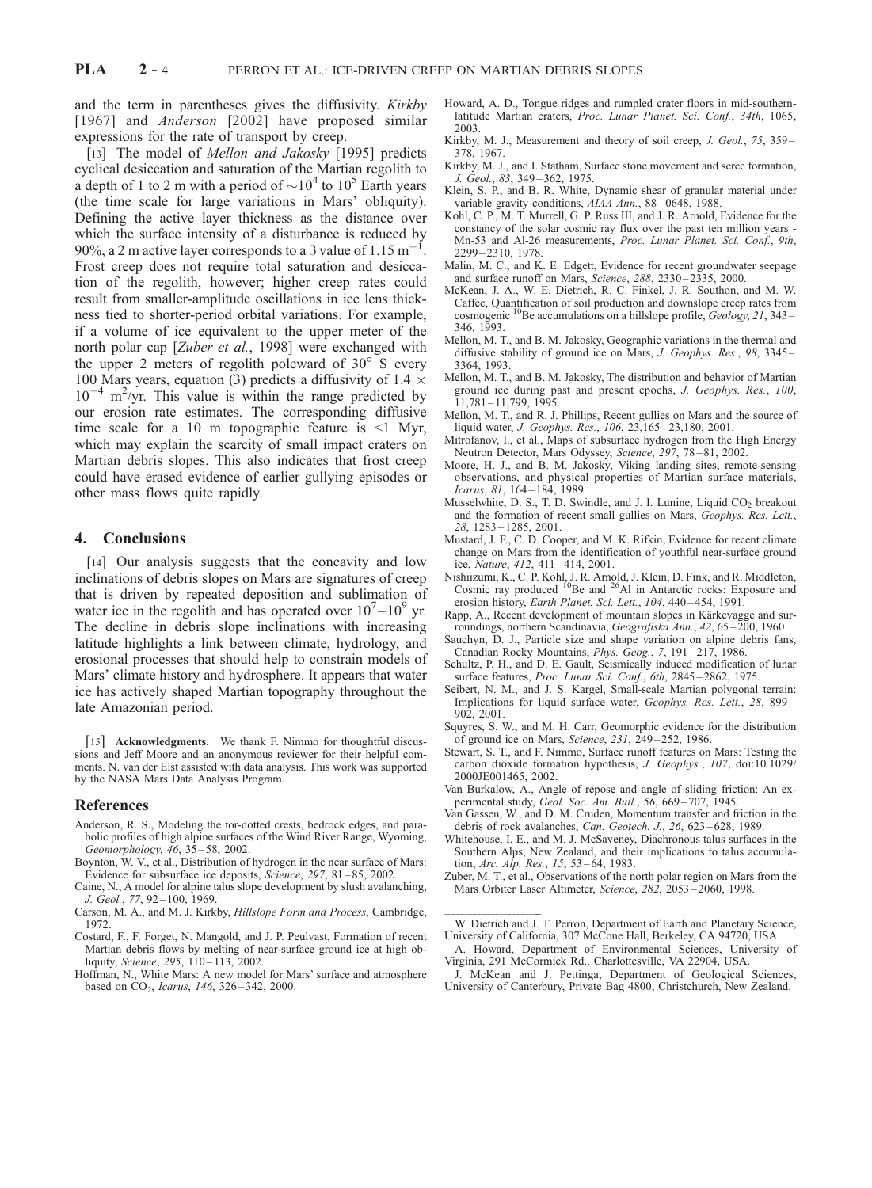and the term in parentheses gives the diffusivity. *Kirkby* [1967] and *Anderson* [2002] have proposed similar expressions for the rate of transport by creep.

[13] The model of *Mellon and Jakosky* [1995] predicts cyclical desiccation and saturation of the Martian regolith to a depth of 1 to 2 m with a period of $\sim 10^4$ to $10^5$ Earth years (the time scale for large variations in Mars' obliquity). Defining the active layer thickness as the distance over which the surface intensity of a disturbance is reduced by 90%, a 2 m active layer corresponds to a $\beta$ value of 1.15 $m^{-1}$. Frost creep does not require total saturation and desiccation of the regolith, however; higher creep rates could result from smaller-amplitude oscillations in ice lens thickness tied to shorter-period orbital variations. For example, if a volume of ice equivalent to the upper meter of the north polar cap [*Zuber et al.*, 1998] were exchanged with the upper 2 meters of regolith poleward of 30° S every 100 Mars years, equation (3) predicts a diffusivity of $1.4 \times 10^{-4}$ $m^2$/yr. This value is within the range predicted by our erosion rate estimates. The corresponding diffusive time scale for a 10 m topographic feature is <1 Myr, which may explain the scarcity of small impact craters on Martian debris slopes. This also indicates that frost creep could have erased evidence of earlier gullying episodes or other mass flows quite rapidly.

## 4. Conclusions

[14] Our analysis suggests that the concavity and low inclinations of debris slopes on Mars are signatures of creep that is driven by repeated deposition and sublimation of water ice in the regolith and has operated over $10^7$–$10^9$ yr. The decline in debris slope inclinations with increasing latitude highlights a link between climate, hydrology, and erosional processes that should help to constrain models of Mars' climate history and hydrosphere. It appears that water ice has actively shaped Martian topography throughout the late Amazonian period.

[15] **Acknowledgments.** We thank F. Nimmo for thoughtful discussions and Jeff Moore and an anonymous reviewer for their helpful comments. N. van der Elst assisted with data analysis. This work was supported by the NASA Mars Data Analysis Program.

## References

Anderson, R. S., Modeling the tor-dotted crests, bedrock edges, and parabolic profiles of high alpine surfaces of the Wind River Range, Wyoming, *Geomorphology*, *46*, 35–58, 2002.

Boynton, W. V., et al., Distribution of hydrogen in the near surface of Mars: Evidence for subsurface ice deposits, *Science*, *297*, 81–85, 2002.

Caine, N., A model for alpine talus slope development by slush avalanching, *J. Geol.*, *77*, 92–100, 1969.

Carson, M. A., and M. J. Kirkby, *Hillslope Form and Process*, Cambridge, 1972.

Costard, F., F. Forget, N. Mangold, and J. P. Peulvast, Formation of recent Martian debris flows by melting of near-surface ground ice at high obliquity, *Science*, *295*, 110–113, 2002.

Hoffman, N., White Mars: A new model for Mars' surface and atmosphere based on $CO_2$, *Icarus*, *146*, 326–342, 2000.

Howard, A. D., Tongue ridges and rumpled crater floors in mid-southern-latitude Martian craters, *Proc. Lunar Planet. Sci. Conf.*, *34th*, 1065, 2003.

Kirkby, M. J., Measurement and theory of soil creep, *J. Geol.*, *75*, 359–378, 1967.

Kirkby, M. J., and I. Statham, Surface stone movement and scree formation, *J. Geol.*, *83*, 349–362, 1975.

Klein, S. P., and B. R. White, Dynamic shear of granular material under variable gravity conditions, *AIAA Ann.*, 88–0648, 1988.

Kohl, C. P., M. T. Murrell, G. P. Russ III, and J. R. Arnold, Evidence for the constancy of the solar cosmic ray flux over the past ten million years - Mn-53 and Al-26 measurements, *Proc. Lunar Planet. Sci. Conf.*, *9th*, 2299–2310, 1978.

Malin, M. C., and K. E. Edgett, Evidence for recent groundwater seepage and surface runoff on Mars, *Science*, *288*, 2330–2335, 2000.

McKean, J. A., W. E. Dietrich, R. C. Finkel, J. R. Southon, and M. W. Caffee, Quantification of soil production and downslope creep rates from cosmogenic $^{10}$Be accumulations on a hillslope profile, *Geology*, *21*, 343–346, 1993.

Mellon, M. T., and B. M. Jakosky, Geographic variations in the thermal and diffusive stability of ground ice on Mars, *J. Geophys. Res.*, *98*, 3345–3364, 1993.

Mellon, M. T., and B. M. Jakosky, The distribution and behavior of Martian ground ice during past and present epochs, *J. Geophys. Res.*, *100*, 11,781–11,799, 1995.

Mellon, M. T., and R. J. Phillips, Recent gullies on Mars and the source of liquid water, *J. Geophys. Res.*, *106*, 23,165–23,180, 2001.

Mitrofanov, I., et al., Maps of subsurface hydrogen from the High Energy Neutron Detector, Mars Odyssey, *Science*, *297*, 78–81, 2002.

Moore, H. J., and B. M. Jakosky, Viking landing sites, remote-sensing observations, and physical properties of Martian surface materials, *Icarus*, *81*, 164–184, 1989.

Musselwhite, D. S., T. D. Swindle, and J. I. Lunine, Liquid $CO_2$ breakout and the formation of recent small gullies on Mars, *Geophys. Res. Lett.*, *28*, 1283–1285, 2001.

Mustard, J. F., C. D. Cooper, and M. K. Rifkin, Evidence for recent climate change on Mars from the identification of youthful near-surface ground ice, *Nature*, *412*, 411–414, 2001.

Nishiizumi, K., C. P. Kohl, J. R. Arnold, J. Klein, D. Fink, and R. Middleton, Cosmic ray produced $^{10}$Be and $^{26}$Al in Antarctic rocks: Exposure and erosion history, *Earth Planet. Sci. Lett.*, *104*, 440–454, 1991.

Rapp, A., Recent development of mountain slopes in Kärkevagge and surroundings, northern Scandinavia, *Geografiska Ann.*, *42*, 65–200, 1960.

Sauchyn, D. J., Particle size and shape variation on alpine debris fans, Canadian Rocky Mountains, *Phys. Geog.*, *7*, 191–217, 1986.

Schultz, P. H., and D. E. Gault, Seismically induced modification of lunar surface features, *Proc. Lunar Sci. Conf.*, *6th*, 2845–2862, 1975.

Seibert, N. M., and J. S. Kargel, Small-scale Martian polygonal terrain: Implications for liquid surface water, *Geophys. Res. Lett.*, *28*, 899–902, 2001.

Squyres, S. W., and M. H. Carr, Geomorphic evidence for the distribution of ground ice on Mars, *Science*, *231*, 249–252, 1986.

Stewart, S. T., and F. Nimmo, Surface runoff features on Mars: Testing the carbon dioxide formation hypothesis, *J. Geophys.*, *107*, doi:10.1029/2000JE001465, 2002.

Van Burkalow, A., Angle of repose and angle of sliding friction: An experimental study, *Geol. Soc. Am. Bull.*, *56*, 669–707, 1945.

Van Gassen, W., and D. M. Cruden, Momentum transfer and friction in the debris of rock avalanches, *Can. Geotech. J.*, *26*, 623–628, 1989.

Whitehouse, I. E., and M. J. McSaveney, Diachronous talus surfaces in the Southern Alps, New Zealand, and their implications to talus accumulation, *Arc. Alp. Res.*, *15*, 53–64, 1983.

Zuber, M. T., et al., Observations of the north polar region on Mars from the Mars Orbiter Laser Altimeter, *Science*, *282*, 2053–2060, 1998.

---

W. Dietrich and J. T. Perron, Department of Earth and Planetary Science, University of California, 307 McCone Hall, Berkeley, CA 94720, USA.

A. Howard, Department of Environmental Sciences, University of Virginia, 291 McCormick Rd., Charlottesville, VA 22904, USA.

J. McKean and J. Pettinga, Department of Geological Sciences, University of Canterbury, Private Bag 4800, Christchurch, New Zealand.